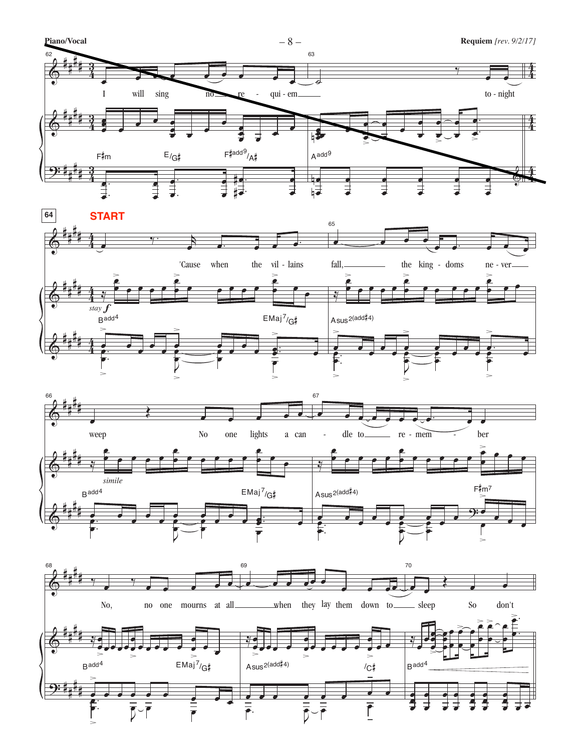**Piano/Vocal**

**Requiem** *[rev. 9/2/17]*

I will sing no re - qui - em to - night

F♯m E/G♯ F♯add9/A♯ Aadd9

**64** **START**

'Cause when the vil - lains fall, the king - doms ne - ver

*stay* *f*

Badd4 EMaj7/G♯ Asus2(add♯4)

weep No one lights a can - dle to re - mem - ber

*simile*

Badd4 EMaj7/G♯ Asus2(add♯4) F♯m7

No, no one mourns at all when they lay them down to sleep So don't

Badd4 EMaj7/G♯ Asus2(add♯4) /C♯ Badd4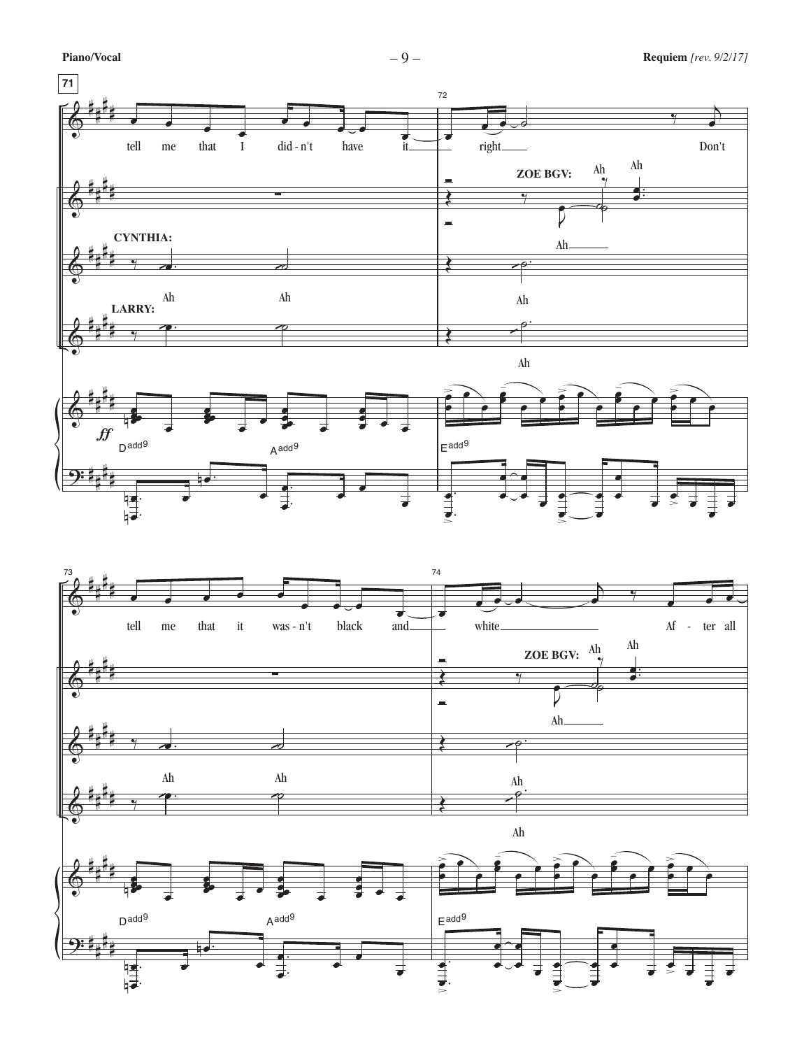71

tell me that I did - n't have it right Don't

ZOE BGV: Ah Ah

CYNTHIA: Ah Ah Ah Ah

LARRY: Ah Ah Ah

*ff*

Dadd9 Aadd9 Eadd9

tell me that it was - n't black and white Af - ter all

ZOE BGV: Ah Ah

Ah Ah Ah Ah

Ah Ah Ah

Dadd9 Aadd9 Eadd9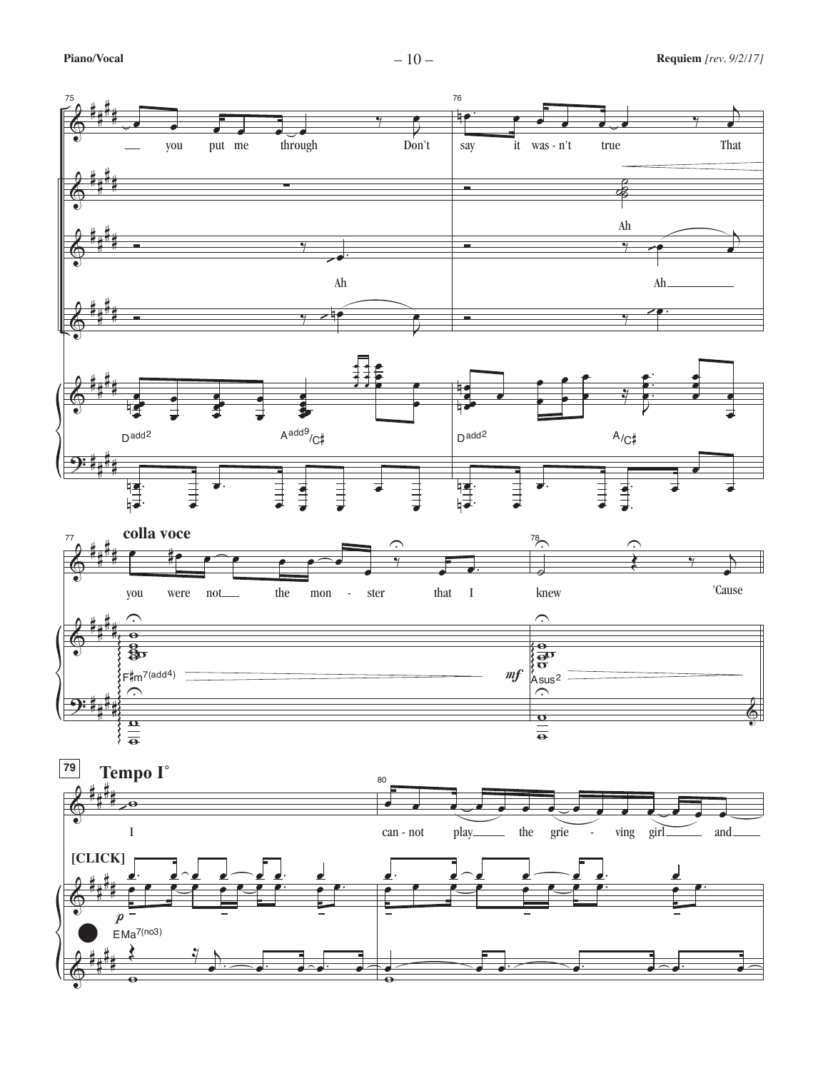75

— you put me through Don't

Ah

76

say it was - n't true That

Ah

Ah

D^add2 A^add9/C♯ D^add2 A/C♯

77

**colla voce**

you were not — the mon - ster that I

78

knew 'Cause

F♯m^7(add4) *mf* Asus^2

**79**

**Tempo I°**

I

80

can - not play — the grie - ving girl — and —

**[CLICK]**

*p*

EMa^7(no3)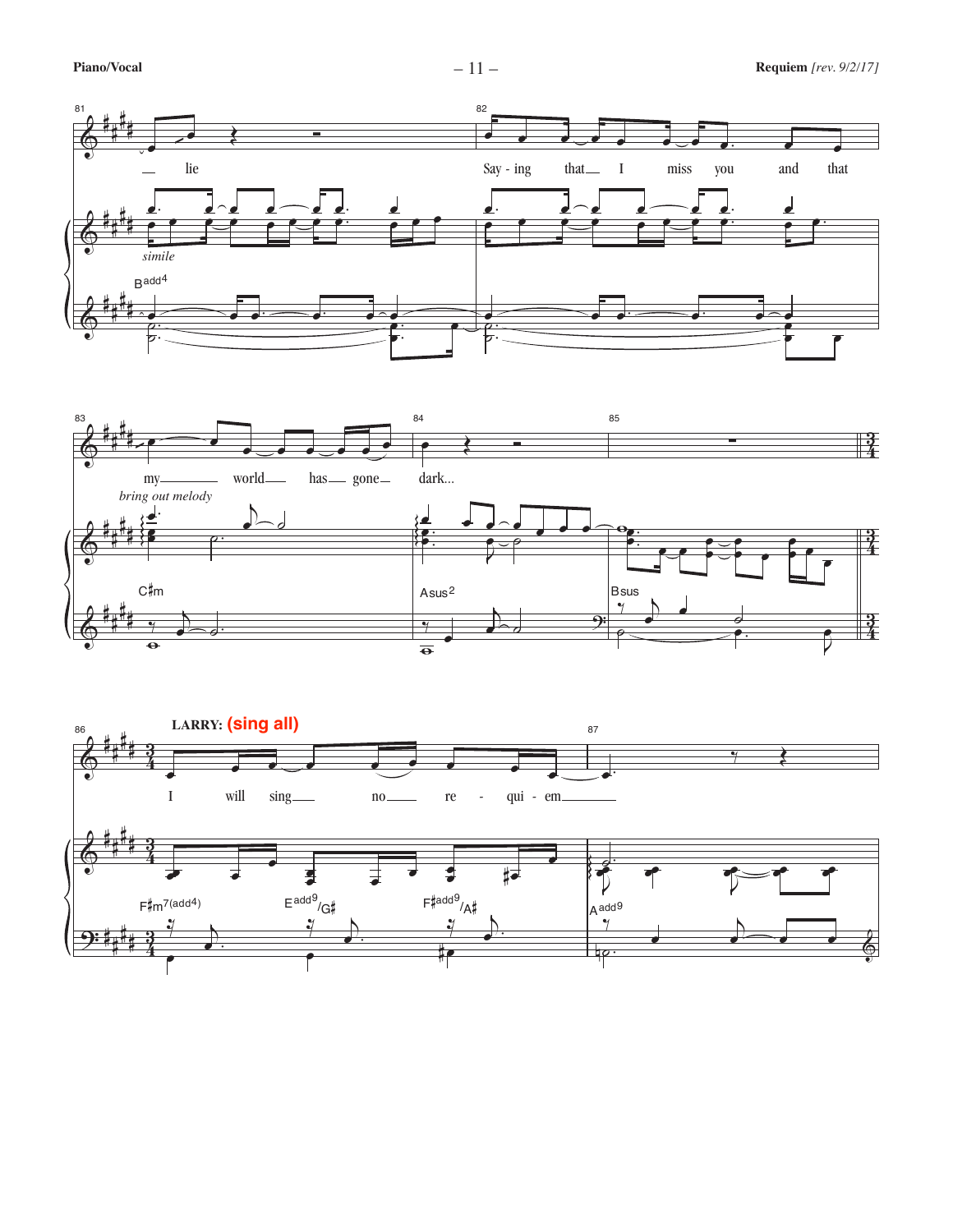81 — lie

*simile*

Badd4

82 Say - ing that — I miss you and that

83 my — world — has — gone —

*bring out melody*

C♯m

84 dark...

Asus2

85

Bsus

86 **LARRY:** **(sing all)**

I will sing — no — re - qui - em —

F♯m7(add4) Eadd9/G♯ F♯add9/A♯

87

Aadd9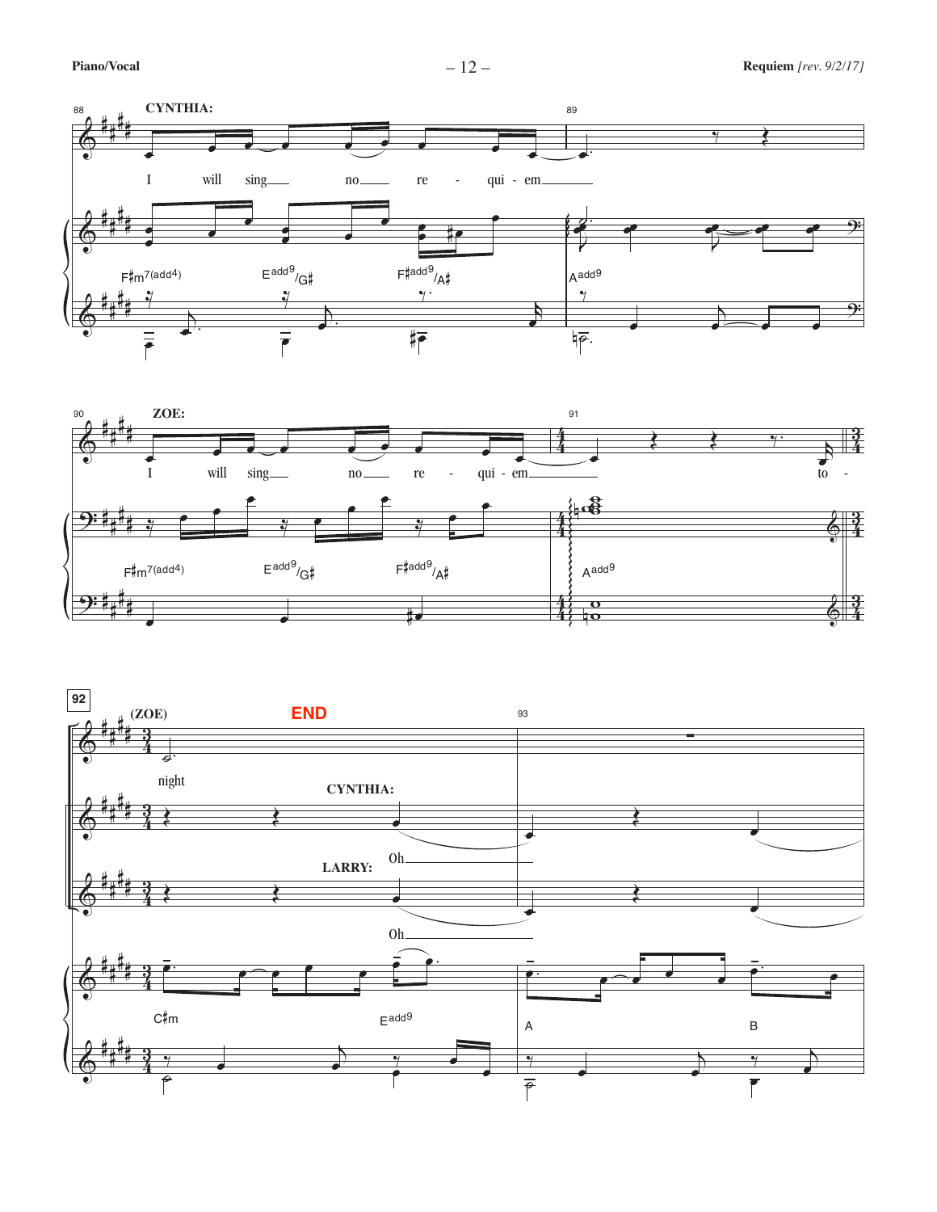CYNTHIA:

I will sing no re - qui - em

F♯m7(add4) Eadd9/G♯ F♯add9/A♯ Aadd9

ZOE:

I will sing no re - qui - em to -

F♯m7(add4) Eadd9/G♯ F♯add9/A♯ Aadd9

(ZOE)

**END**

night

CYNTHIA:

Oh

LARRY:

Oh

C♯m Eadd9 A B